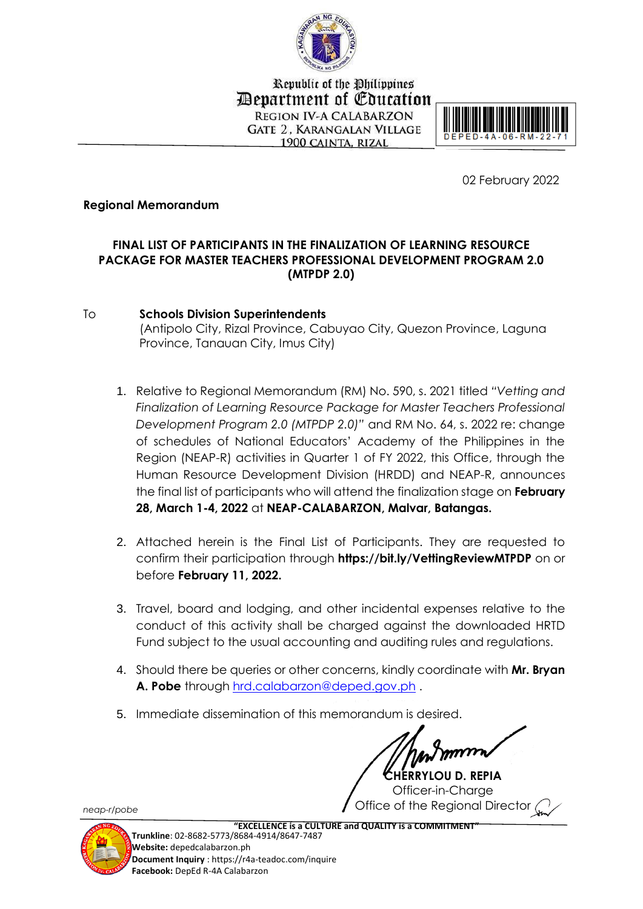Republic of the Philippines
Department of Education
REGION IV-A CALABARZON
GATE 2, KARANGALAN VILLAGE
1900 CAINTA, RIZAL

DEPED-4A-06-RM-22-71

02 February 2022

**Regional Memorandum**

**FINAL LIST OF PARTICIPANTS IN THE FINALIZATION OF LEARNING RESOURCE PACKAGE FOR MASTER TEACHERS PROFESSIONAL DEVELOPMENT PROGRAM 2.0 (MTPDP 2.0)**

To **Schools Division Superintendents**
(Antipolo City, Rizal Province, Cabuyao City, Quezon Province, Laguna Province, Tanauan City, Imus City)

1. Relative to Regional Memorandum (RM) No. 590, s. 2021 titled *"Vetting and Finalization of Learning Resource Package for Master Teachers Professional Development Program 2.0 (MTPDP 2.0)"* and RM No. 64, s. 2022 re: change of schedules of National Educators' Academy of the Philippines in the Region (NEAP-R) activities in Quarter 1 of FY 2022, this Office, through the Human Resource Development Division (HRDD) and NEAP-R, announces the final list of participants who will attend the finalization stage on **February 28, March 1-4, 2022** at **NEAP-CALABARZON, Malvar, Batangas.**

2. Attached herein is the Final List of Participants. They are requested to confirm their participation through **https://bit.ly/VettingReviewMTPDP** on or before **February 11, 2022.**

3. Travel, board and lodging, and other incidental expenses relative to the conduct of this activity shall be charged against the downloaded HRTD Fund subject to the usual accounting and auditing rules and regulations.

4. Should there be queries or other concerns, kindly coordinate with **Mr. Bryan A. Pobe** through hrd.calabarzon@deped.gov.ph .

5. Immediate dissemination of this memorandum is desired.

**CHERRYLOU D. REPIA**
Officer-in-Charge
Office of the Regional Director

*neap-r/pobe*

**"EXCELLENCE is a CULTURE and QUALITY is a COMMITMENT"**
**Trunkline**: 02-8682-5773/8684-4914/8647-7487
**Website:** depedcalabarzon.ph
**Document Inquiry** : https://r4a-teadoc.com/inquire
**Facebook:** DepEd R-4A Calabarzon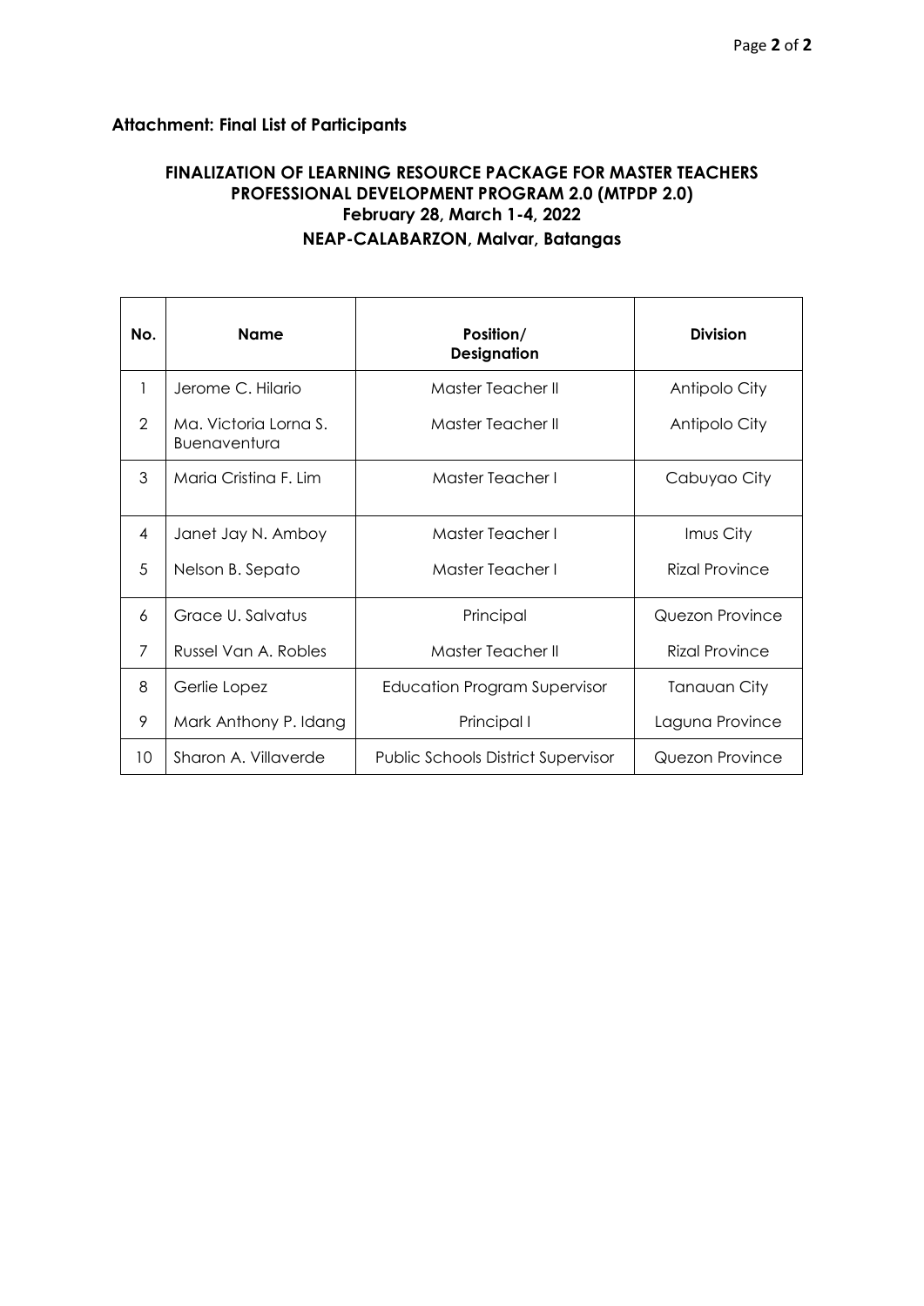**Attachment: Final List of Participants**

**FINALIZATION OF LEARNING RESOURCE PACKAGE FOR MASTER TEACHERS PROFESSIONAL DEVELOPMENT PROGRAM 2.0 (MTPDP 2.0)**
**February 28, March 1-4, 2022**
**NEAP-CALABARZON, Malvar, Batangas**

| No. | Name | Position/ Designation | Division |
|---|---|---|---|
| 1 | Jerome C. Hilario | Master Teacher II | Antipolo City |
| 2 | Ma. Victoria Lorna S. Buenaventura | Master Teacher II | Antipolo City |
| 3 | Maria Cristina F. Lim | Master Teacher I | Cabuyao City |
| 4 | Janet Jay N. Amboy | Master Teacher I | Imus City |
| 5 | Nelson B. Sepato | Master Teacher I | Rizal Province |
| 6 | Grace U. Salvatus | Principal | Quezon Province |
| 7 | Russel Van A. Robles | Master Teacher II | Rizal Province |
| 8 | Gerlie Lopez | Education Program Supervisor | Tanauan City |
| 9 | Mark Anthony P. Idang | Principal I | Laguna Province |
| 10 | Sharon A. Villaverde | Public Schools District Supervisor | Quezon Province |